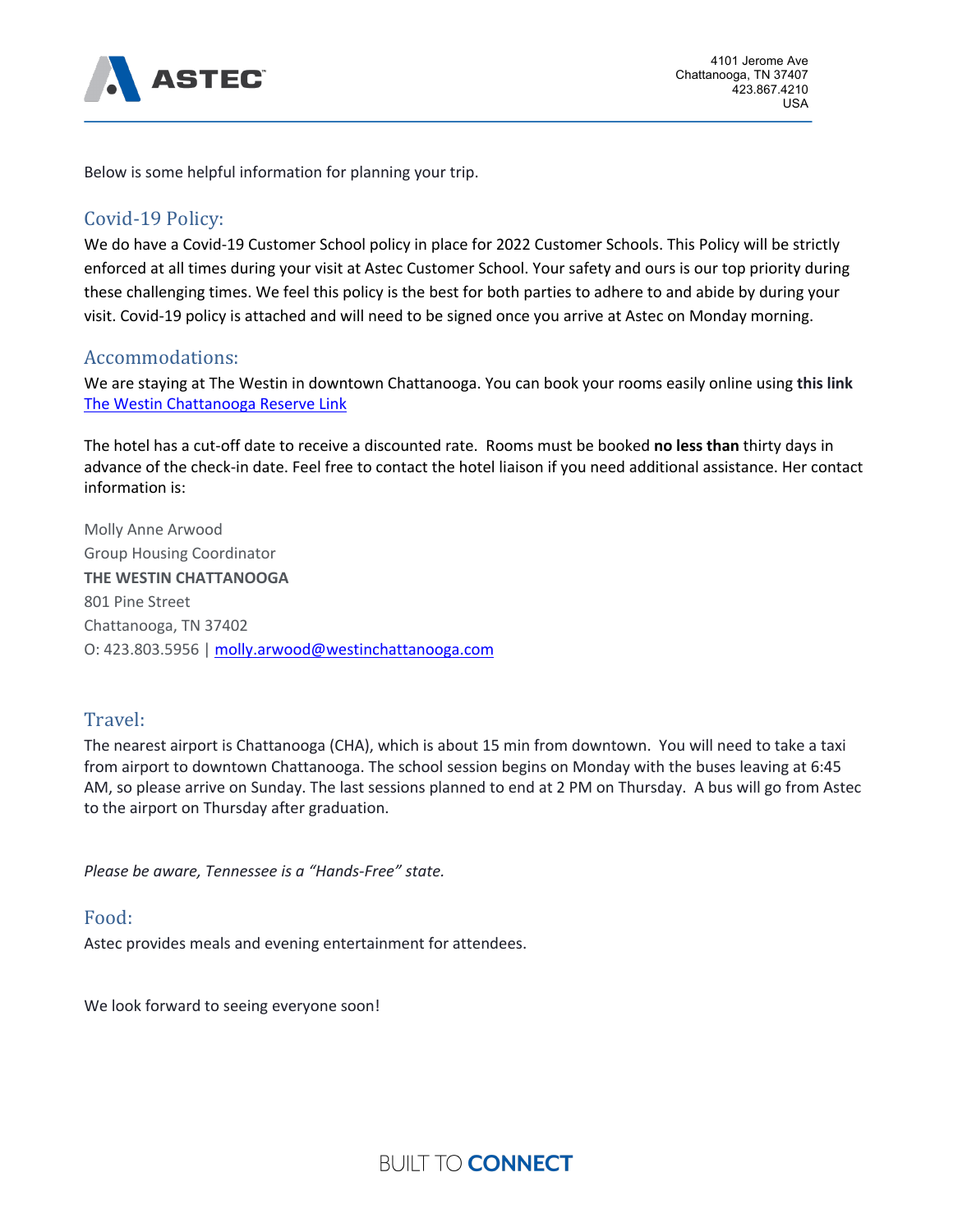ASTEC

4101 Jerome Ave
Chattanooga, TN 37407
423.867.4210
USA

Below is some helpful information for planning your trip.

## Covid-19 Policy:

We do have a Covid-19 Customer School policy in place for 2022 Customer Schools. This Policy will be strictly enforced at all times during your visit at Astec Customer School. Your safety and ours is our top priority during these challenging times. We feel this policy is the best for both parties to adhere to and abide by during your visit. Covid-19 policy is attached and will need to be signed once you arrive at Astec on Monday morning.

## Accommodations:

We are staying at The Westin in downtown Chattanooga. You can book your rooms easily online using **this link** The Westin Chattanooga Reserve Link

The hotel has a cut-off date to receive a discounted rate. Rooms must be booked **no less than** thirty days in advance of the check-in date. Feel free to contact the hotel liaison if you need additional assistance. Her contact information is:

Molly Anne Arwood
Group Housing Coordinator
**THE WESTIN CHATTANOOGA**
801 Pine Street
Chattanooga, TN 37402
O: 423.803.5956 | molly.arwood@westinchattanooga.com

## Travel:

The nearest airport is Chattanooga (CHA), which is about 15 min from downtown. You will need to take a taxi from airport to downtown Chattanooga. The school session begins on Monday with the buses leaving at 6:45 AM, so please arrive on Sunday. The last sessions planned to end at 2 PM on Thursday. A bus will go from Astec to the airport on Thursday after graduation.

*Please be aware, Tennessee is a "Hands-Free" state.*

## Food:

Astec provides meals and evening entertainment for attendees.

We look forward to seeing everyone soon!

BUILT TO **CONNECT**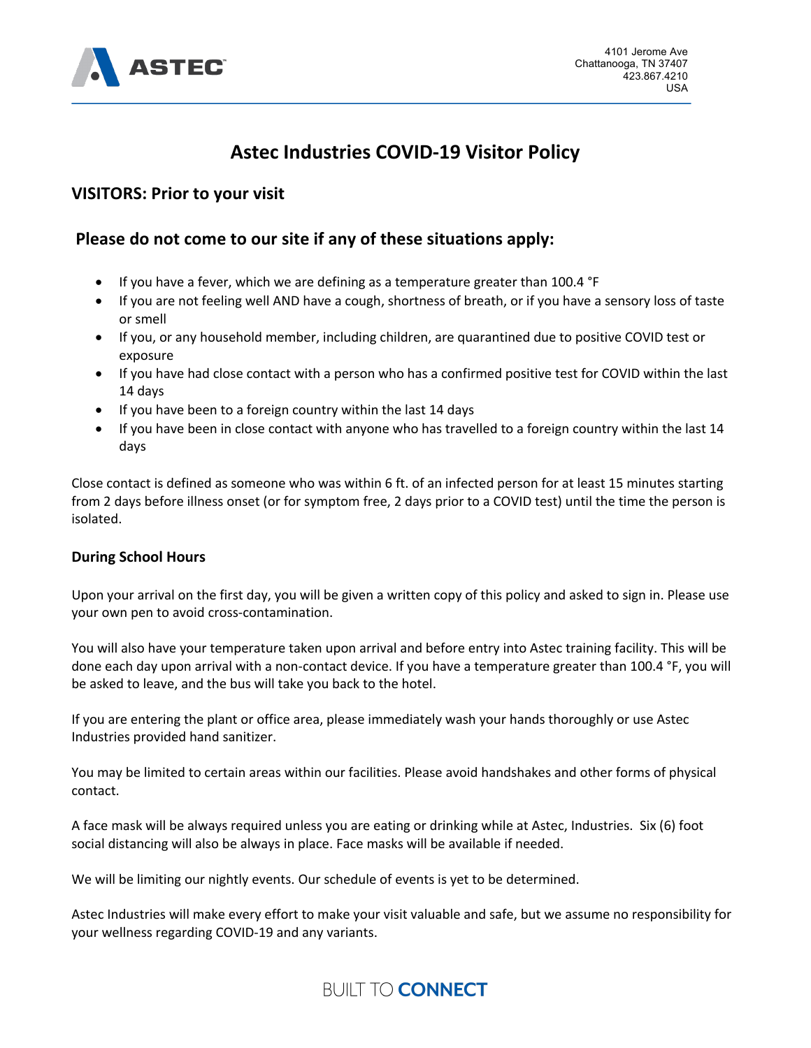# Astec Industries COVID-19 Visitor Policy

## VISITORS: Prior to your visit

## Please do not come to our site if any of these situations apply:

- If you have a fever, which we are defining as a temperature greater than 100.4 °F
- If you are not feeling well AND have a cough, shortness of breath, or if you have a sensory loss of taste or smell
- If you, or any household member, including children, are quarantined due to positive COVID test or exposure
- If you have had close contact with a person who has a confirmed positive test for COVID within the last 14 days
- If you have been to a foreign country within the last 14 days
- If you have been in close contact with anyone who has travelled to a foreign country within the last 14 days

Close contact is defined as someone who was within 6 ft. of an infected person for at least 15 minutes starting from 2 days before illness onset (or for symptom free, 2 days prior to a COVID test) until the time the person is isolated.

### During School Hours

Upon your arrival on the first day, you will be given a written copy of this policy and asked to sign in. Please use your own pen to avoid cross-contamination.

You will also have your temperature taken upon arrival and before entry into Astec training facility. This will be done each day upon arrival with a non-contact device. If you have a temperature greater than 100.4 °F, you will be asked to leave, and the bus will take you back to the hotel.

If you are entering the plant or office area, please immediately wash your hands thoroughly or use Astec Industries provided hand sanitizer.

You may be limited to certain areas within our facilities. Please avoid handshakes and other forms of physical contact.

A face mask will be always required unless you are eating or drinking while at Astec, Industries. Six (6) foot social distancing will also be always in place. Face masks will be available if needed.

We will be limiting our nightly events. Our schedule of events is yet to be determined.

Astec Industries will make every effort to make your visit valuable and safe, but we assume no responsibility for your wellness regarding COVID-19 and any variants.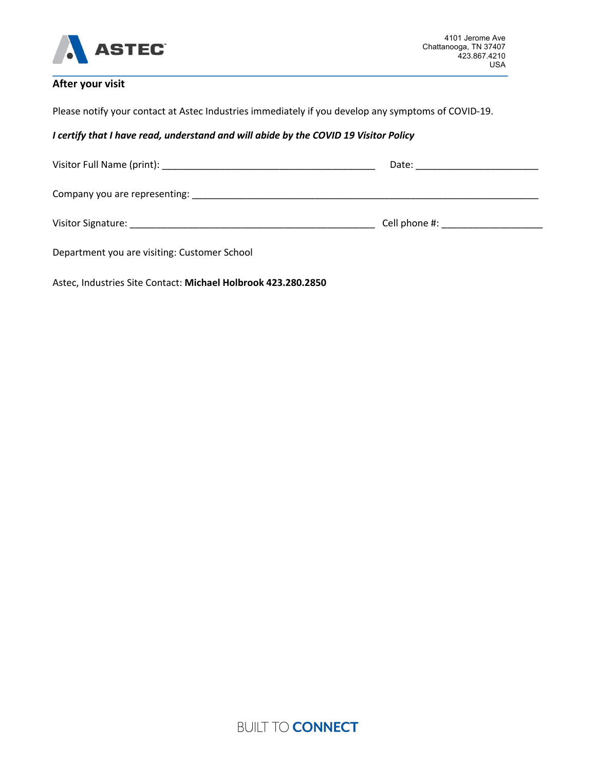ASTEC

4101 Jerome Ave
Chattanooga, TN 37407
423.867.4210
USA

## After your visit

Please notify your contact at Astec Industries immediately if you develop any symptoms of COVID-19.

***I certify that I have read, understand and will abide by the COVID 19 Visitor Policy***

Visitor Full Name (print): ________________________________________ Date: _______________________

Company you are representing: __________________________________________________________________

Visitor Signature: _______________________________________________ Cell phone #: ___________________

Department you are visiting: Customer School

Astec, Industries Site Contact: **Michael Holbrook 423.280.2850**

BUILT TO **CONNECT**